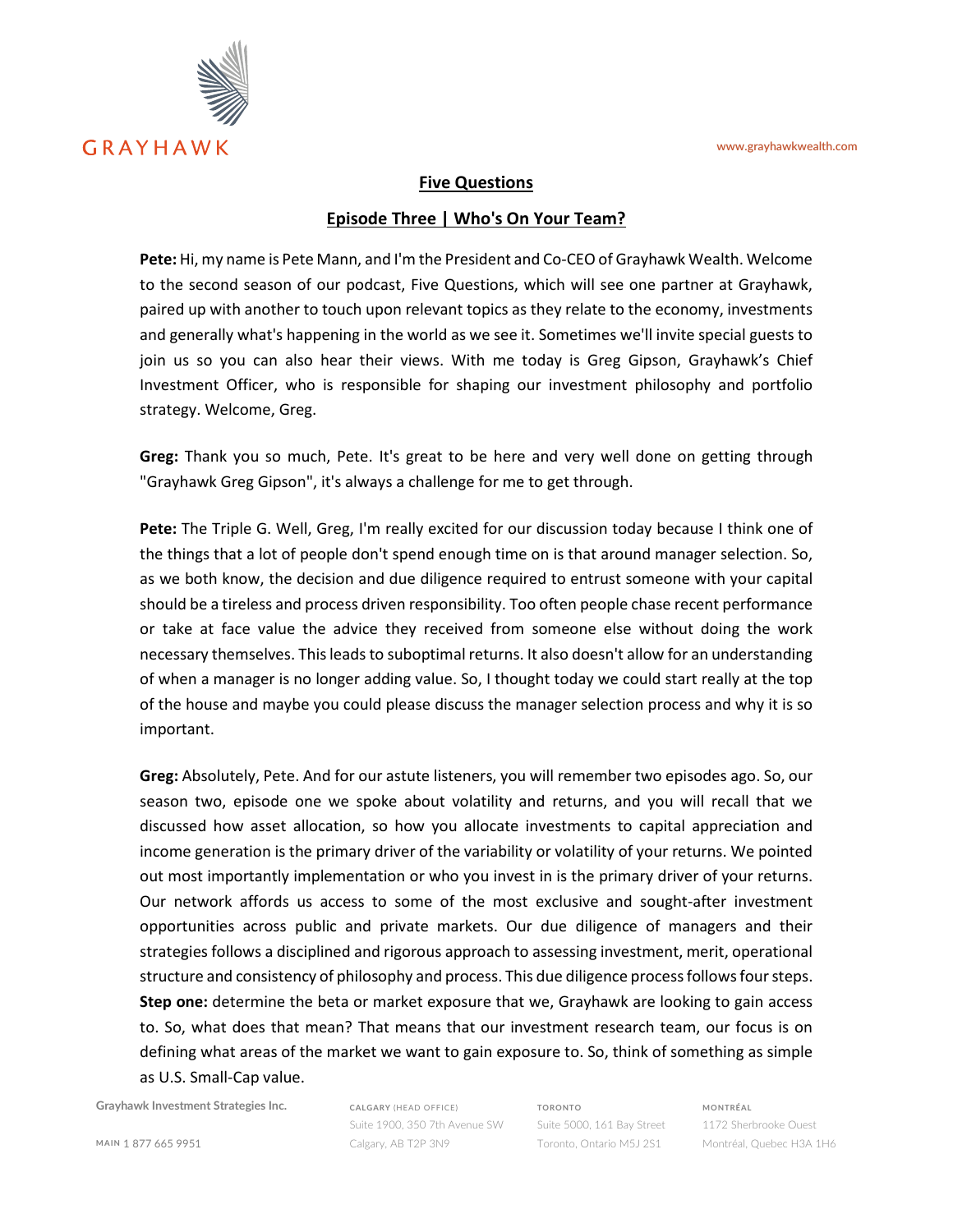## Five Questions

## Episode Three | Who's On Your Team?

**Pete:** Hi, my name is Pete Mann, and I'm the President and Co-CEO of Grayhawk Wealth. Welcome to the second season of our podcast, Five Questions, which will see one partner at Grayhawk, paired up with another to touch upon relevant topics as they relate to the economy, investments and generally what's happening in the world as we see it. Sometimes we'll invite special guests to join us so you can also hear their views. With me today is Greg Gipson, Grayhawk's Chief Investment Officer, who is responsible for shaping our investment philosophy and portfolio strategy. Welcome, Greg.

**Greg:** Thank you so much, Pete. It's great to be here and very well done on getting through "Grayhawk Greg Gipson", it's always a challenge for me to get through.

**Pete:** The Triple G. Well, Greg, I'm really excited for our discussion today because I think one of the things that a lot of people don't spend enough time on is that around manager selection. So, as we both know, the decision and due diligence required to entrust someone with your capital should be a tireless and process driven responsibility. Too often people chase recent performance or take at face value the advice they received from someone else without doing the work necessary themselves. This leads to suboptimal returns. It also doesn't allow for an understanding of when a manager is no longer adding value. So, I thought today we could start really at the top of the house and maybe you could please discuss the manager selection process and why it is so important.

**Greg:** Absolutely, Pete. And for our astute listeners, you will remember two episodes ago. So, our season two, episode one we spoke about volatility and returns, and you will recall that we discussed how asset allocation, so how you allocate investments to capital appreciation and income generation is the primary driver of the variability or volatility of your returns. We pointed out most importantly implementation or who you invest in is the primary driver of your returns. Our network affords us access to some of the most exclusive and sought-after investment opportunities across public and private markets. Our due diligence of managers and their strategies follows a disciplined and rigorous approach to assessing investment, merit, operational structure and consistency of philosophy and process. This due diligence process follows four steps. **Step one:** determine the beta or market exposure that we, Grayhawk are looking to gain access to. So, what does that mean? That means that our investment research team, our focus is on defining what areas of the market we want to gain exposure to. So, think of something as simple as U.S. Small-Cap value.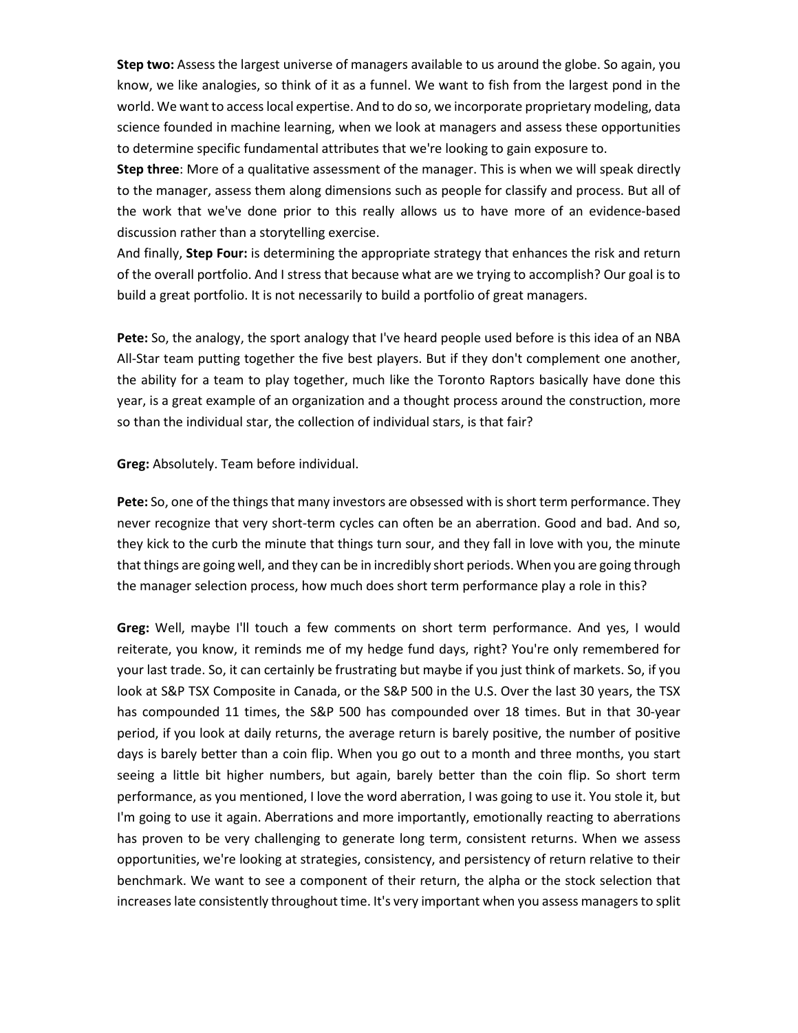**Step two:** Assess the largest universe of managers available to us around the globe. So again, you know, we like analogies, so think of it as a funnel. We want to fish from the largest pond in the world. We want to access local expertise. And to do so, we incorporate proprietary modeling, data science founded in machine learning, when we look at managers and assess these opportunities to determine specific fundamental attributes that we're looking to gain exposure to.

**Step three**: More of a qualitative assessment of the manager. This is when we will speak directly to the manager, assess them along dimensions such as people for classify and process. But all of the work that we've done prior to this really allows us to have more of an evidence-based discussion rather than a storytelling exercise.

And finally, **Step Four:** is determining the appropriate strategy that enhances the risk and return of the overall portfolio. And I stress that because what are we trying to accomplish? Our goal is to build a great portfolio. It is not necessarily to build a portfolio of great managers.

**Pete:** So, the analogy, the sport analogy that I've heard people used before is this idea of an NBA All-Star team putting together the five best players. But if they don't complement one another, the ability for a team to play together, much like the Toronto Raptors basically have done this year, is a great example of an organization and a thought process around the construction, more so than the individual star, the collection of individual stars, is that fair?

**Greg:** Absolutely. Team before individual.

**Pete:** So, one of the things that many investors are obsessed with is short term performance. They never recognize that very short-term cycles can often be an aberration. Good and bad. And so, they kick to the curb the minute that things turn sour, and they fall in love with you, the minute that things are going well, and they can be in incredibly short periods. When you are going through the manager selection process, how much does short term performance play a role in this?

**Greg:** Well, maybe I'll touch a few comments on short term performance. And yes, I would reiterate, you know, it reminds me of my hedge fund days, right? You're only remembered for your last trade. So, it can certainly be frustrating but maybe if you just think of markets. So, if you look at S&P TSX Composite in Canada, or the S&P 500 in the U.S. Over the last 30 years, the TSX has compounded 11 times, the S&P 500 has compounded over 18 times. But in that 30-year period, if you look at daily returns, the average return is barely positive, the number of positive days is barely better than a coin flip. When you go out to a month and three months, you start seeing a little bit higher numbers, but again, barely better than the coin flip. So short term performance, as you mentioned, I love the word aberration, I was going to use it. You stole it, but I'm going to use it again. Aberrations and more importantly, emotionally reacting to aberrations has proven to be very challenging to generate long term, consistent returns. When we assess opportunities, we're looking at strategies, consistency, and persistency of return relative to their benchmark. We want to see a component of their return, the alpha or the stock selection that increases late consistently throughout time. It's very important when you assess managers to split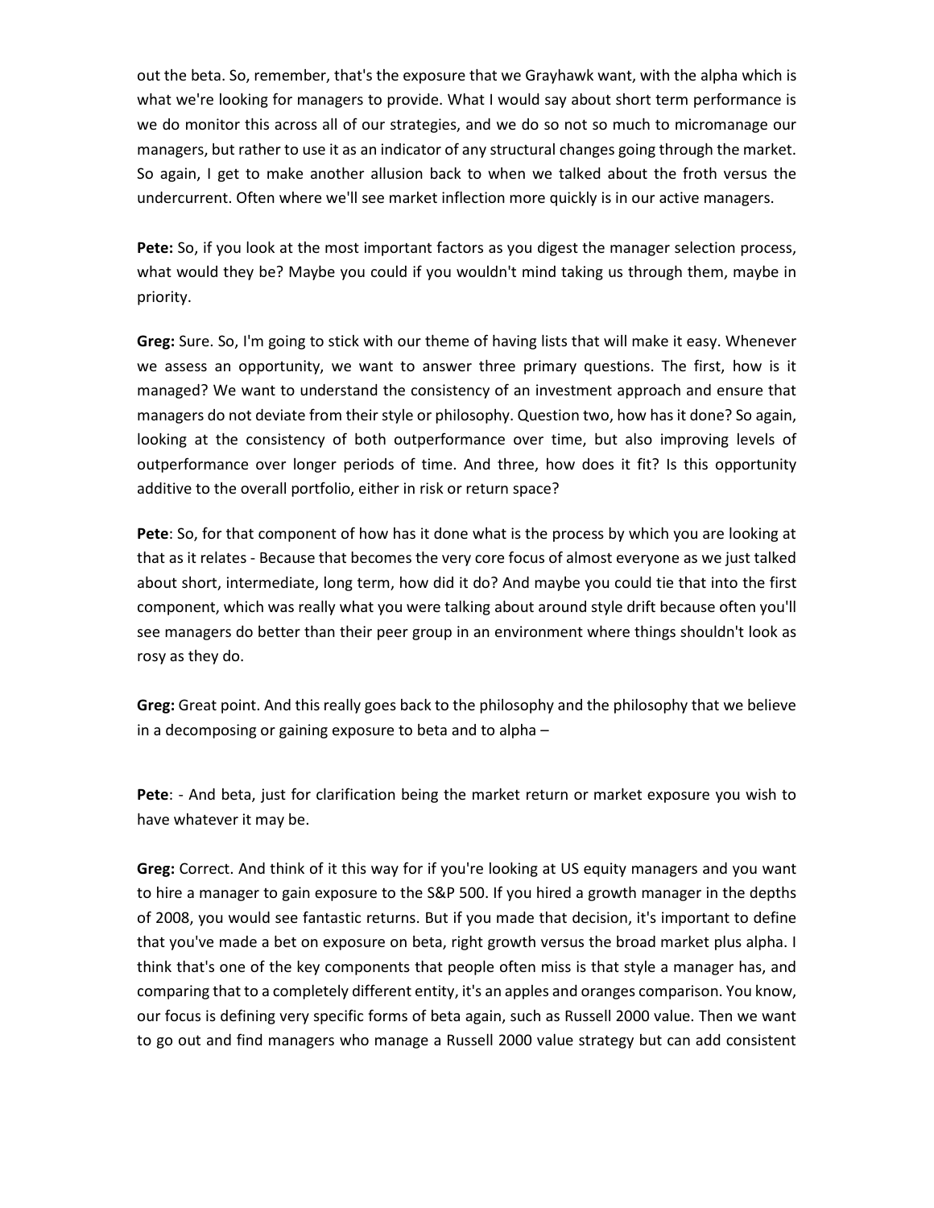out the beta. So, remember, that's the exposure that we Grayhawk want, with the alpha which is what we're looking for managers to provide. What I would say about short term performance is we do monitor this across all of our strategies, and we do so not so much to micromanage our managers, but rather to use it as an indicator of any structural changes going through the market. So again, I get to make another allusion back to when we talked about the froth versus the undercurrent. Often where we'll see market inflection more quickly is in our active managers.

**Pete:** So, if you look at the most important factors as you digest the manager selection process, what would they be? Maybe you could if you wouldn't mind taking us through them, maybe in priority.

**Greg:** Sure. So, I'm going to stick with our theme of having lists that will make it easy. Whenever we assess an opportunity, we want to answer three primary questions. The first, how is it managed? We want to understand the consistency of an investment approach and ensure that managers do not deviate from their style or philosophy. Question two, how has it done? So again, looking at the consistency of both outperformance over time, but also improving levels of outperformance over longer periods of time. And three, how does it fit? Is this opportunity additive to the overall portfolio, either in risk or return space?

**Pete**: So, for that component of how has it done what is the process by which you are looking at that as it relates - Because that becomes the very core focus of almost everyone as we just talked about short, intermediate, long term, how did it do? And maybe you could tie that into the first component, which was really what you were talking about around style drift because often you'll see managers do better than their peer group in an environment where things shouldn't look as rosy as they do.

**Greg:** Great point. And this really goes back to the philosophy and the philosophy that we believe in a decomposing or gaining exposure to beta and to alpha –

**Pete**: - And beta, just for clarification being the market return or market exposure you wish to have whatever it may be.

**Greg:** Correct. And think of it this way for if you're looking at US equity managers and you want to hire a manager to gain exposure to the S&P 500. If you hired a growth manager in the depths of 2008, you would see fantastic returns. But if you made that decision, it's important to define that you've made a bet on exposure on beta, right growth versus the broad market plus alpha. I think that's one of the key components that people often miss is that style a manager has, and comparing that to a completely different entity, it's an apples and oranges comparison. You know, our focus is defining very specific forms of beta again, such as Russell 2000 value. Then we want to go out and find managers who manage a Russell 2000 value strategy but can add consistent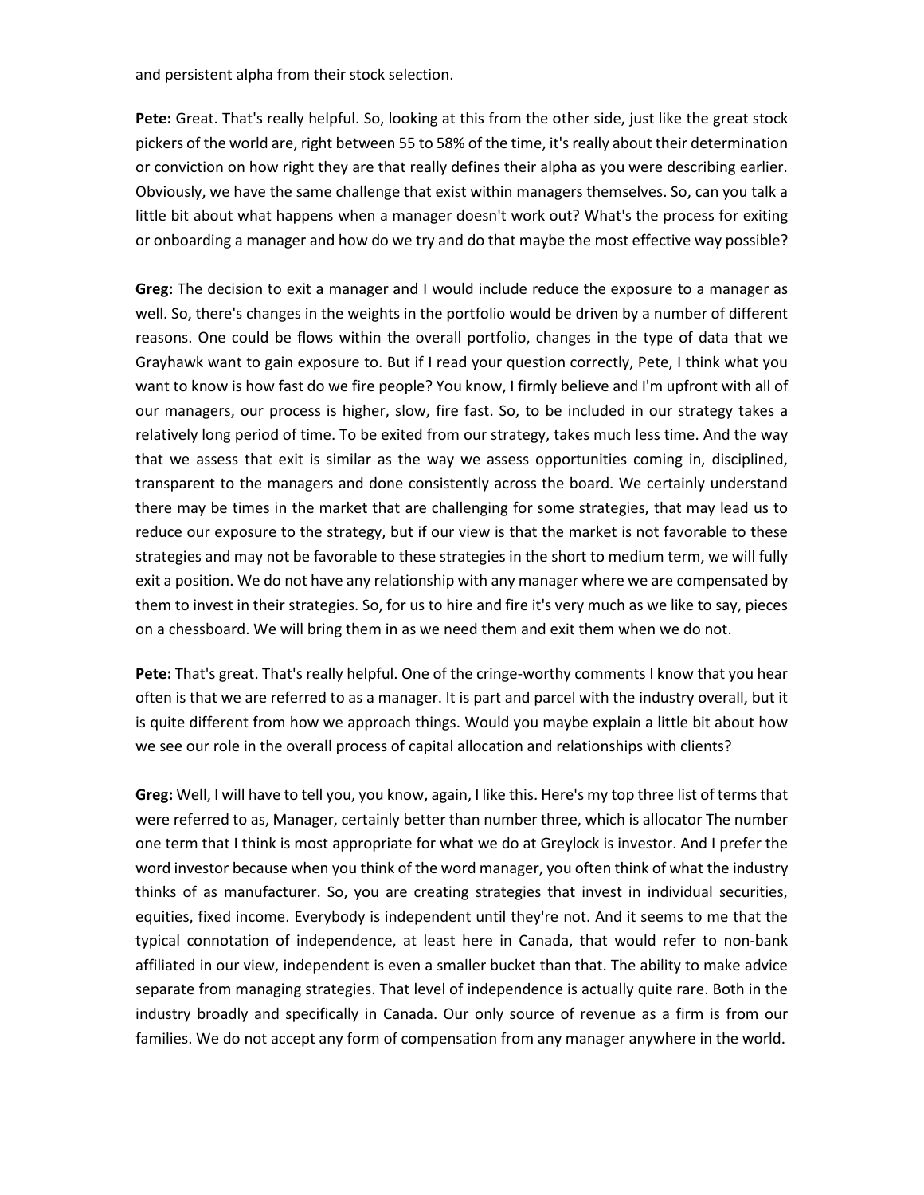and persistent alpha from their stock selection.

**Pete:** Great. That's really helpful. So, looking at this from the other side, just like the great stock pickers of the world are, right between 55 to 58% of the time, it's really about their determination or conviction on how right they are that really defines their alpha as you were describing earlier. Obviously, we have the same challenge that exist within managers themselves. So, can you talk a little bit about what happens when a manager doesn't work out? What's the process for exiting or onboarding a manager and how do we try and do that maybe the most effective way possible?

**Greg:** The decision to exit a manager and I would include reduce the exposure to a manager as well. So, there's changes in the weights in the portfolio would be driven by a number of different reasons. One could be flows within the overall portfolio, changes in the type of data that we Grayhawk want to gain exposure to. But if I read your question correctly, Pete, I think what you want to know is how fast do we fire people? You know, I firmly believe and I'm upfront with all of our managers, our process is higher, slow, fire fast. So, to be included in our strategy takes a relatively long period of time. To be exited from our strategy, takes much less time. And the way that we assess that exit is similar as the way we assess opportunities coming in, disciplined, transparent to the managers and done consistently across the board. We certainly understand there may be times in the market that are challenging for some strategies, that may lead us to reduce our exposure to the strategy, but if our view is that the market is not favorable to these strategies and may not be favorable to these strategies in the short to medium term, we will fully exit a position. We do not have any relationship with any manager where we are compensated by them to invest in their strategies. So, for us to hire and fire it's very much as we like to say, pieces on a chessboard. We will bring them in as we need them and exit them when we do not.

**Pete:** That's great. That's really helpful. One of the cringe-worthy comments I know that you hear often is that we are referred to as a manager. It is part and parcel with the industry overall, but it is quite different from how we approach things. Would you maybe explain a little bit about how we see our role in the overall process of capital allocation and relationships with clients?

**Greg:** Well, I will have to tell you, you know, again, I like this. Here's my top three list of terms that were referred to as, Manager, certainly better than number three, which is allocator The number one term that I think is most appropriate for what we do at Greylock is investor. And I prefer the word investor because when you think of the word manager, you often think of what the industry thinks of as manufacturer. So, you are creating strategies that invest in individual securities, equities, fixed income. Everybody is independent until they're not. And it seems to me that the typical connotation of independence, at least here in Canada, that would refer to non-bank affiliated in our view, independent is even a smaller bucket than that. The ability to make advice separate from managing strategies. That level of independence is actually quite rare. Both in the industry broadly and specifically in Canada. Our only source of revenue as a firm is from our families. We do not accept any form of compensation from any manager anywhere in the world.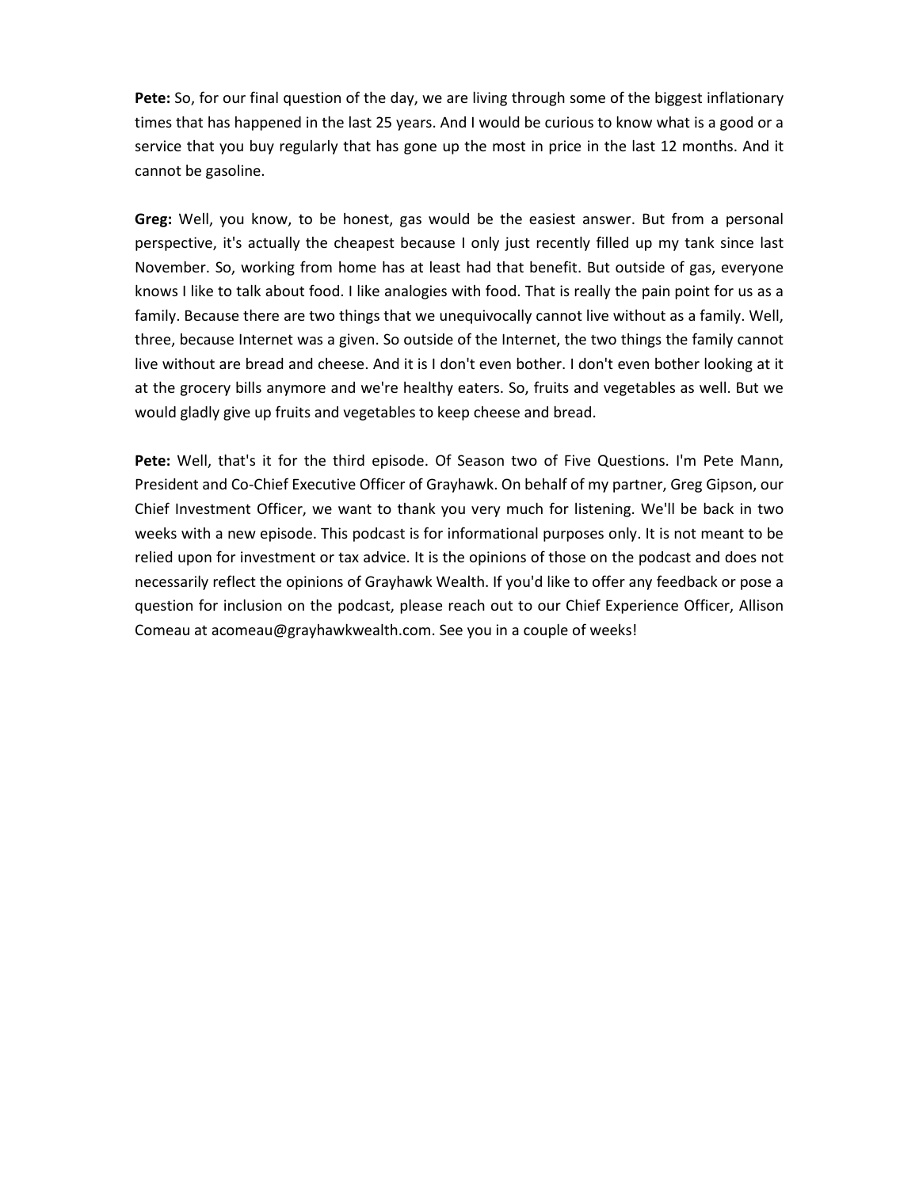**Pete:** So, for our final question of the day, we are living through some of the biggest inflationary times that has happened in the last 25 years. And I would be curious to know what is a good or a service that you buy regularly that has gone up the most in price in the last 12 months. And it cannot be gasoline.

**Greg:** Well, you know, to be honest, gas would be the easiest answer. But from a personal perspective, it's actually the cheapest because I only just recently filled up my tank since last November. So, working from home has at least had that benefit. But outside of gas, everyone knows I like to talk about food. I like analogies with food. That is really the pain point for us as a family. Because there are two things that we unequivocally cannot live without as a family. Well, three, because Internet was a given. So outside of the Internet, the two things the family cannot live without are bread and cheese. And it is I don't even bother. I don't even bother looking at it at the grocery bills anymore and we're healthy eaters. So, fruits and vegetables as well. But we would gladly give up fruits and vegetables to keep cheese and bread.

**Pete:** Well, that's it for the third episode. Of Season two of Five Questions. I'm Pete Mann, President and Co-Chief Executive Officer of Grayhawk. On behalf of my partner, Greg Gipson, our Chief Investment Officer, we want to thank you very much for listening. We'll be back in two weeks with a new episode. This podcast is for informational purposes only. It is not meant to be relied upon for investment or tax advice. It is the opinions of those on the podcast and does not necessarily reflect the opinions of Grayhawk Wealth. If you'd like to offer any feedback or pose a question for inclusion on the podcast, please reach out to our Chief Experience Officer, Allison Comeau at acomeau@grayhawkwealth.com. See you in a couple of weeks!